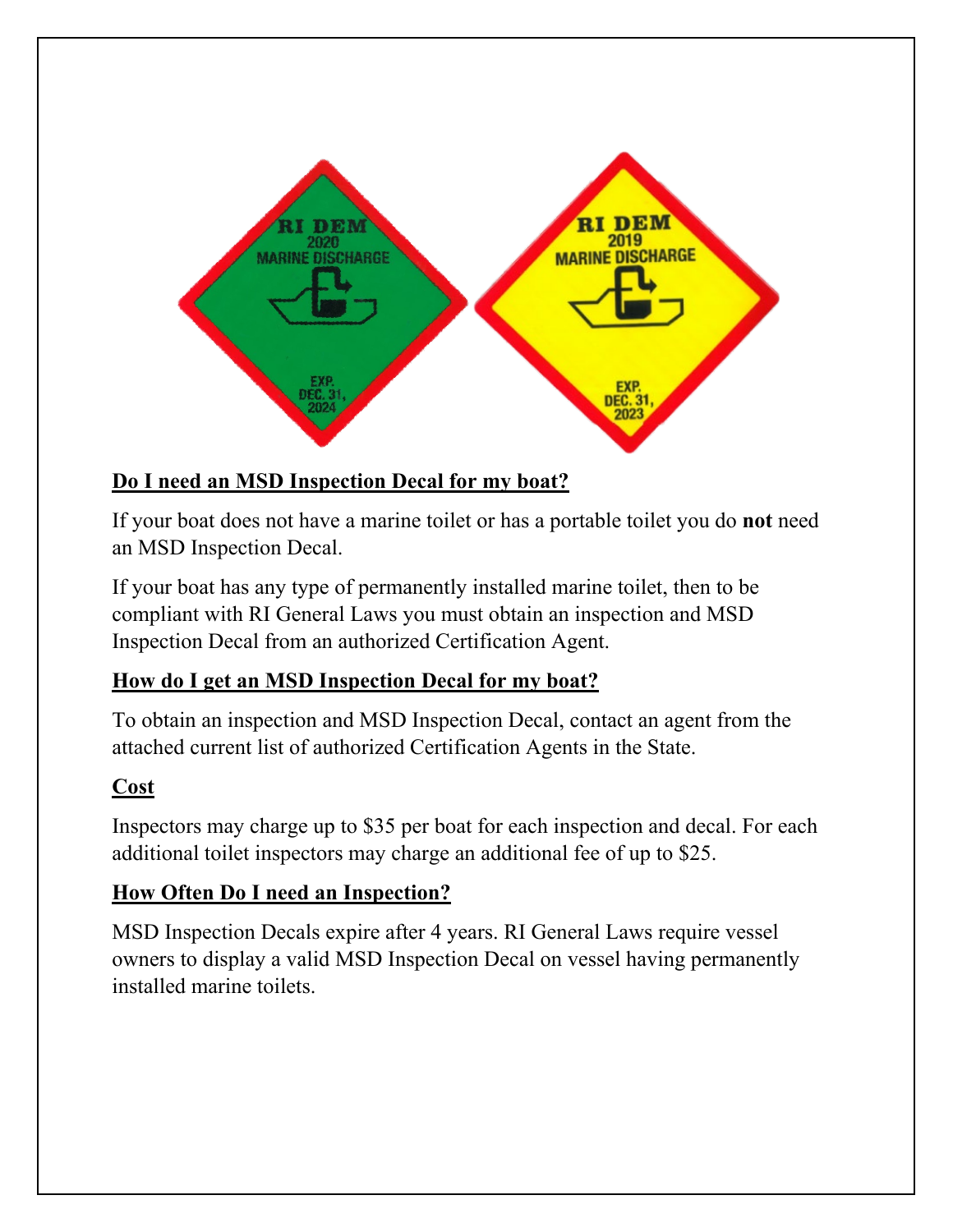## Do I need an MSD Inspection Decal for my boat?

If your boat does not have a marine toilet or has a portable toilet you do **not** need an MSD Inspection Decal.

If your boat has any type of permanently installed marine toilet, then to be compliant with RI General Laws you must obtain an inspection and MSD Inspection Decal from an authorized Certification Agent.

## How do I get an MSD Inspection Decal for my boat?

To obtain an inspection and MSD Inspection Decal, contact an agent from the attached current list of authorized Certification Agents in the State.

## Cost

Inspectors may charge up to $35 per boat for each inspection and decal. For each additional toilet inspectors may charge an additional fee of up to $25.

## How Often Do I need an Inspection?

MSD Inspection Decals expire after 4 years. RI General Laws require vessel owners to display a valid MSD Inspection Decal on vessel having permanently installed marine toilets.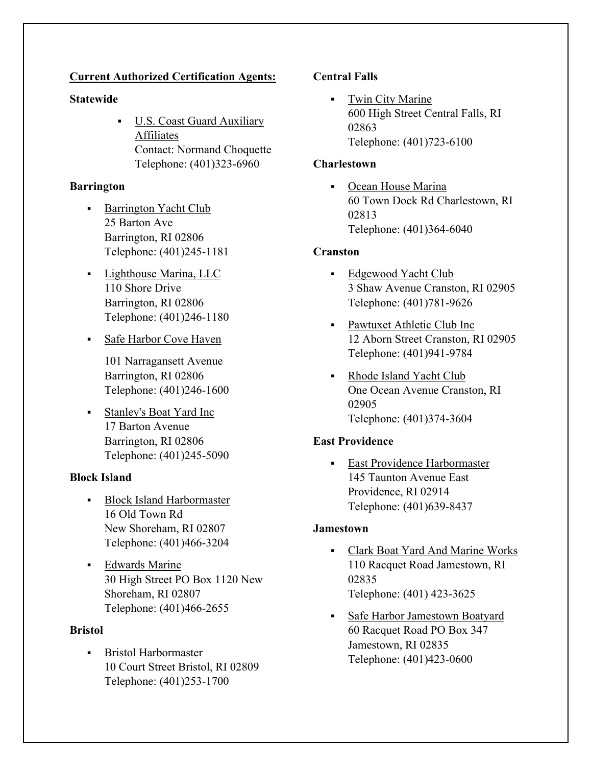**Current Authorized Certification Agents:**

**Statewide**

- U.S. Coast Guard Auxiliary Affiliates
  Contact: Normand Choquette
  Telephone: (401)323-6960

**Barrington**

- Barrington Yacht Club
  25 Barton Ave
  Barrington, RI 02806
  Telephone: (401)245-1181
- Lighthouse Marina, LLC
  110 Shore Drive
  Barrington, RI 02806
  Telephone: (401)246-1180
- Safe Harbor Cove Haven

  101 Narragansett Avenue
  Barrington, RI 02806
  Telephone: (401)246-1600
- Stanley's Boat Yard Inc
  17 Barton Avenue
  Barrington, RI 02806
  Telephone: (401)245-5090

**Block Island**

- Block Island Harbormaster
  16 Old Town Rd
  New Shoreham, RI 02807
  Telephone: (401)466-3204
- Edwards Marine
  30 High Street PO Box 1120 New Shoreham, RI 02807
  Telephone: (401)466-2655

**Bristol**

- Bristol Harbormaster
  10 Court Street Bristol, RI 02809
  Telephone: (401)253-1700

**Central Falls**

- Twin City Marine
  600 High Street Central Falls, RI 02863
  Telephone: (401)723-6100

**Charlestown**

- Ocean House Marina
  60 Town Dock Rd Charlestown, RI 02813
  Telephone: (401)364-6040

**Cranston**

- Edgewood Yacht Club
  3 Shaw Avenue Cranston, RI 02905
  Telephone: (401)781-9626
- Pawtuxet Athletic Club Inc
  12 Aborn Street Cranston, RI 02905
  Telephone: (401)941-9784
- Rhode Island Yacht Club
  One Ocean Avenue Cranston, RI 02905
  Telephone: (401)374-3604

**East Providence**

- East Providence Harbormaster
  145 Taunton Avenue East Providence, RI 02914
  Telephone: (401)639-8437

**Jamestown**

- Clark Boat Yard And Marine Works
  110 Racquet Road Jamestown, RI 02835
  Telephone: (401) 423-3625
- Safe Harbor Jamestown Boatyard
  60 Racquet Road PO Box 347
  Jamestown, RI 02835
  Telephone: (401)423-0600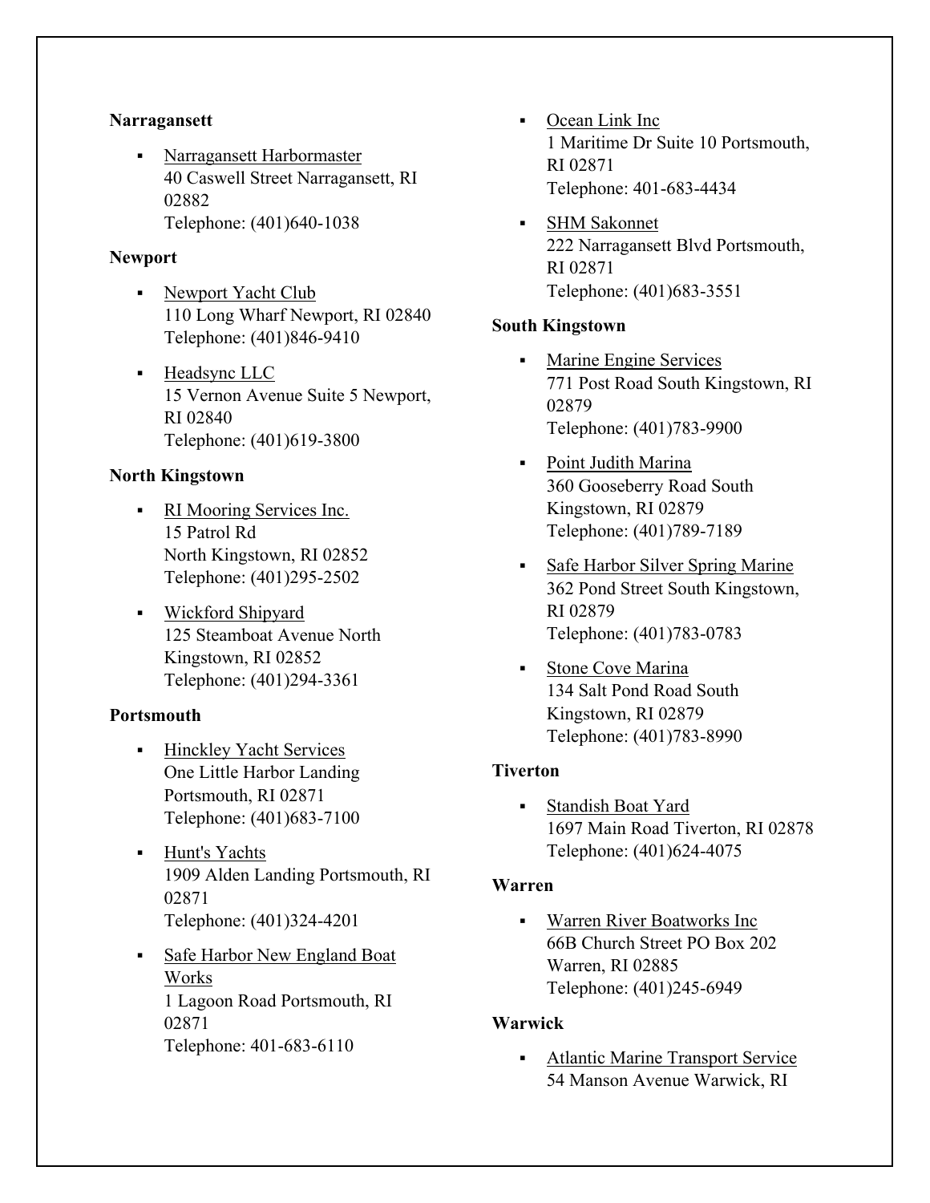**Narragansett**

- Narragansett Harbormaster
  40 Caswell Street Narragansett, RI 02882
  Telephone: (401)640-1038

**Newport**

- Newport Yacht Club
  110 Long Wharf Newport, RI 02840
  Telephone: (401)846-9410
- Headsync LLC
  15 Vernon Avenue Suite 5 Newport, RI 02840
  Telephone: (401)619-3800

**North Kingstown**

- RI Mooring Services Inc.
  15 Patrol Rd
  North Kingstown, RI 02852
  Telephone: (401)295-2502
- Wickford Shipyard
  125 Steamboat Avenue North Kingstown, RI 02852
  Telephone: (401)294-3361

**Portsmouth**

- Hinckley Yacht Services
  One Little Harbor Landing Portsmouth, RI 02871
  Telephone: (401)683-7100
- Hunt's Yachts
  1909 Alden Landing Portsmouth, RI 02871
  Telephone: (401)324-4201
- Safe Harbor New England Boat Works
  1 Lagoon Road Portsmouth, RI 02871
  Telephone: 401-683-6110
- Ocean Link Inc
  1 Maritime Dr Suite 10 Portsmouth, RI 02871
  Telephone: 401-683-4434
- SHM Sakonnet
  222 Narragansett Blvd Portsmouth, RI 02871
  Telephone: (401)683-3551

**South Kingstown**

- Marine Engine Services
  771 Post Road South Kingstown, RI 02879
  Telephone: (401)783-9900
- Point Judith Marina
  360 Gooseberry Road South Kingstown, RI 02879
  Telephone: (401)789-7189
- Safe Harbor Silver Spring Marine
  362 Pond Street South Kingstown, RI 02879
  Telephone: (401)783-0783
- Stone Cove Marina
  134 Salt Pond Road South Kingstown, RI 02879
  Telephone: (401)783-8990

**Tiverton**

- Standish Boat Yard
  1697 Main Road Tiverton, RI 02878
  Telephone: (401)624-4075

**Warren**

- Warren River Boatworks Inc
  66B Church Street PO Box 202 Warren, RI 02885
  Telephone: (401)245-6949

**Warwick**

- Atlantic Marine Transport Service
  54 Manson Avenue Warwick, RI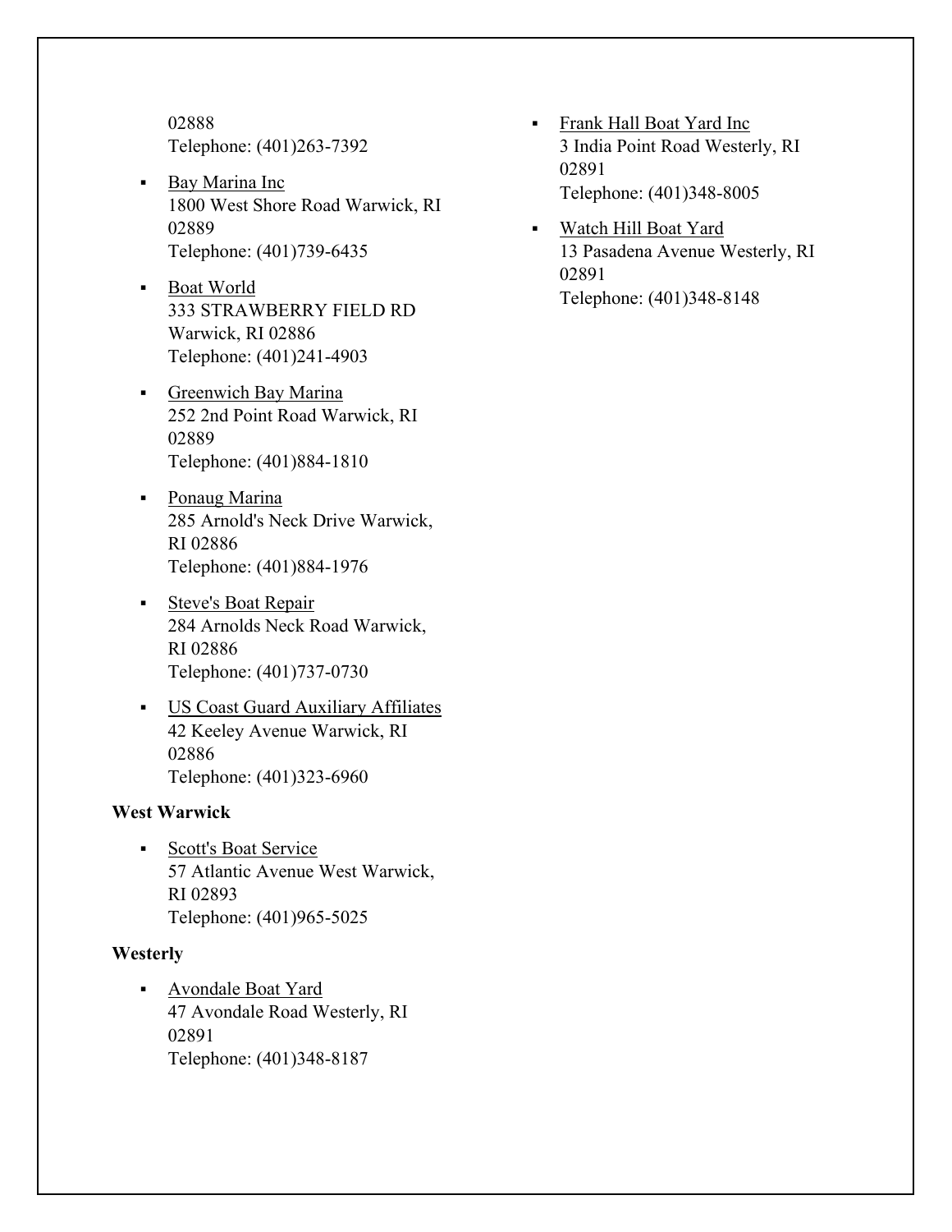02888
Telephone: (401)263-7392

- Bay Marina Inc
  1800 West Shore Road Warwick, RI 02889
  Telephone: (401)739-6435

- Boat World
  333 STRAWBERRY FIELD RD Warwick, RI 02886
  Telephone: (401)241-4903

- Greenwich Bay Marina
  252 2nd Point Road Warwick, RI 02889
  Telephone: (401)884-1810

- Ponaug Marina
  285 Arnold's Neck Drive Warwick, RI 02886
  Telephone: (401)884-1976

- Steve's Boat Repair
  284 Arnolds Neck Road Warwick, RI 02886
  Telephone: (401)737-0730

- US Coast Guard Auxiliary Affiliates
  42 Keeley Avenue Warwick, RI 02886
  Telephone: (401)323-6960

**West Warwick**

- Scott's Boat Service
  57 Atlantic Avenue West Warwick, RI 02893
  Telephone: (401)965-5025

**Westerly**

- Avondale Boat Yard
  47 Avondale Road Westerly, RI 02891
  Telephone: (401)348-8187

- Frank Hall Boat Yard Inc
  3 India Point Road Westerly, RI 02891
  Telephone: (401)348-8005

- Watch Hill Boat Yard
  13 Pasadena Avenue Westerly, RI 02891
  Telephone: (401)348-8148